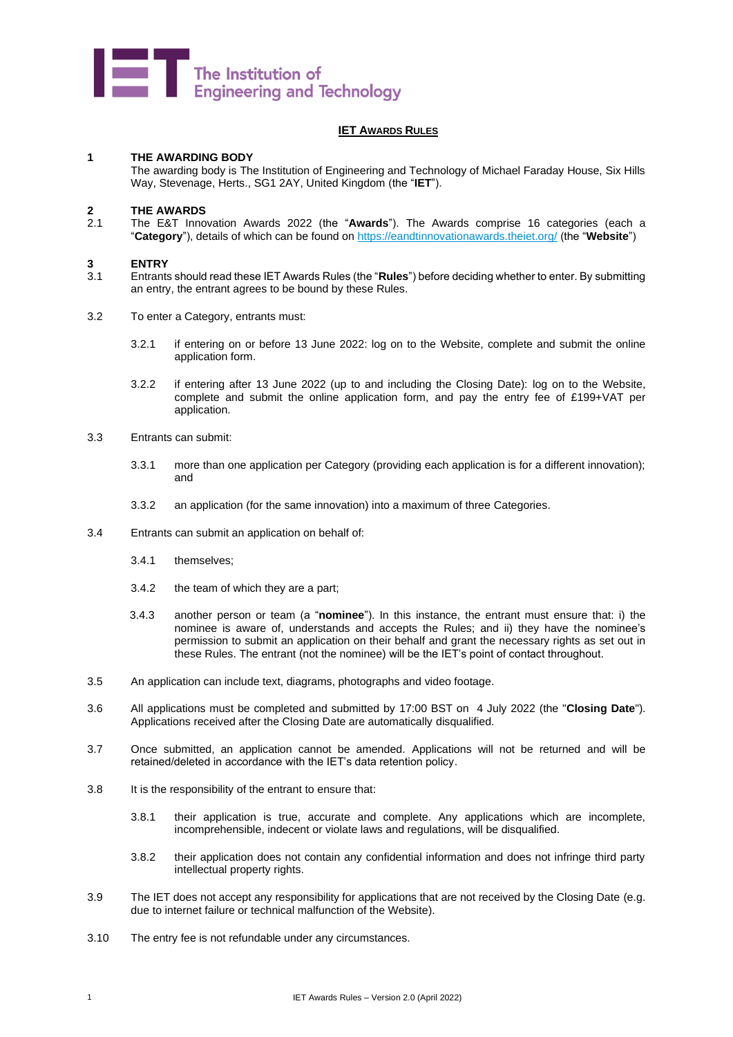The Institution of Engineering and Technology

# IET AWARDS RULES

## 1 THE AWARDING BODY

The awarding body is The Institution of Engineering and Technology of Michael Faraday House, Six Hills Way, Stevenage, Herts., SG1 2AY, United Kingdom (the "**IET**").

## 2 THE AWARDS

2.1 The E&T Innovation Awards 2022 (the "**Awards**"). The Awards comprise 16 categories (each a "**Category**"), details of which can be found on https://eandtinnovationawards.theiet.org/ (the "**Website**")

## 3 ENTRY

3.1 Entrants should read these IET Awards Rules (the "**Rules**") before deciding whether to enter. By submitting an entry, the entrant agrees to be bound by these Rules.

3.2 To enter a Category, entrants must:

3.2.1 if entering on or before 13 June 2022: log on to the Website, complete and submit the online application form.

3.2.2 if entering after 13 June 2022 (up to and including the Closing Date): log on to the Website, complete and submit the online application form, and pay the entry fee of £199+VAT per application.

3.3 Entrants can submit:

3.3.1 more than one application per Category (providing each application is for a different innovation); and

3.3.2 an application (for the same innovation) into a maximum of three Categories.

3.4 Entrants can submit an application on behalf of:

3.4.1 themselves;

3.4.2 the team of which they are a part;

3.4.3 another person or team (a "**nominee**"). In this instance, the entrant must ensure that: i) the nominee is aware of, understands and accepts the Rules; and ii) they have the nominee's permission to submit an application on their behalf and grant the necessary rights as set out in these Rules. The entrant (not the nominee) will be the IET's point of contact throughout.

3.5 An application can include text, diagrams, photographs and video footage.

3.6 All applications must be completed and submitted by 17:00 BST on 4 July 2022 (the "**Closing Date**"). Applications received after the Closing Date are automatically disqualified.

3.7 Once submitted, an application cannot be amended. Applications will not be returned and will be retained/deleted in accordance with the IET's data retention policy.

3.8 It is the responsibility of the entrant to ensure that:

3.8.1 their application is true, accurate and complete. Any applications which are incomplete, incomprehensible, indecent or violate laws and regulations, will be disqualified.

3.8.2 their application does not contain any confidential information and does not infringe third party intellectual property rights.

3.9 The IET does not accept any responsibility for applications that are not received by the Closing Date (e.g. due to internet failure or technical malfunction of the Website).

3.10 The entry fee is not refundable under any circumstances.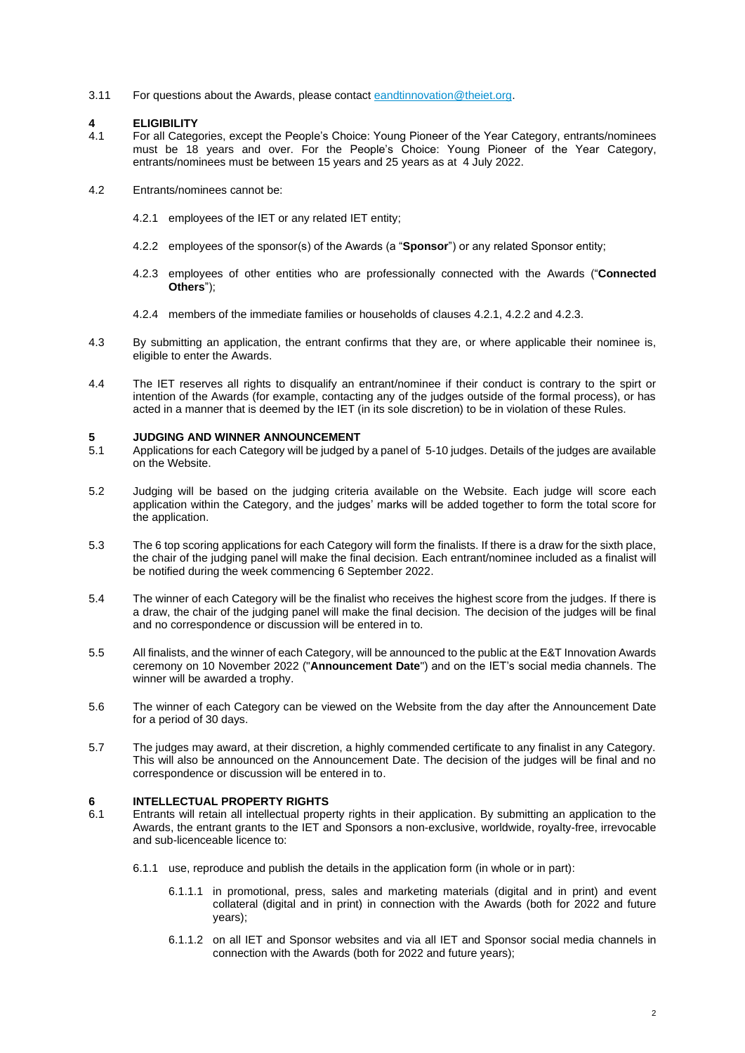3.11 For questions about the Awards, please contact [eandtinnovation@theiet.org](mailto:eandtinnovation@theiet.org).

## 4 ELIGIBILITY

4.1 For all Categories, except the People's Choice: Young Pioneer of the Year Category, entrants/nominees must be 18 years and over. For the People's Choice: Young Pioneer of the Year Category, entrants/nominees must be between 15 years and 25 years as at 4 July 2022.

4.2 Entrants/nominees cannot be:

4.2.1 employees of the IET or any related IET entity;

4.2.2 employees of the sponsor(s) of the Awards (a "**Sponsor**") or any related Sponsor entity;

4.2.3 employees of other entities who are professionally connected with the Awards ("**Connected Others**");

4.2.4 members of the immediate families or households of clauses 4.2.1, 4.2.2 and 4.2.3.

4.3 By submitting an application, the entrant confirms that they are, or where applicable their nominee is, eligible to enter the Awards.

4.4 The IET reserves all rights to disqualify an entrant/nominee if their conduct is contrary to the spirt or intention of the Awards (for example, contacting any of the judges outside of the formal process), or has acted in a manner that is deemed by the IET (in its sole discretion) to be in violation of these Rules.

## 5 JUDGING AND WINNER ANNOUNCEMENT

5.1 Applications for each Category will be judged by a panel of 5-10 judges. Details of the judges are available on the Website.

5.2 Judging will be based on the judging criteria available on the Website. Each judge will score each application within the Category, and the judges' marks will be added together to form the total score for the application.

5.3 The 6 top scoring applications for each Category will form the finalists. If there is a draw for the sixth place, the chair of the judging panel will make the final decision. Each entrant/nominee included as a finalist will be notified during the week commencing 6 September 2022.

5.4 The winner of each Category will be the finalist who receives the highest score from the judges. If there is a draw, the chair of the judging panel will make the final decision. The decision of the judges will be final and no correspondence or discussion will be entered in to.

5.5 All finalists, and the winner of each Category, will be announced to the public at the E&T Innovation Awards ceremony on 10 November 2022 ("**Announcement Date**") and on the IET's social media channels. The winner will be awarded a trophy.

5.6 The winner of each Category can be viewed on the Website from the day after the Announcement Date for a period of 30 days.

5.7 The judges may award, at their discretion, a highly commended certificate to any finalist in any Category. This will also be announced on the Announcement Date. The decision of the judges will be final and no correspondence or discussion will be entered in to.

## 6 INTELLECTUAL PROPERTY RIGHTS

6.1 Entrants will retain all intellectual property rights in their application. By submitting an application to the Awards, the entrant grants to the IET and Sponsors a non-exclusive, worldwide, royalty-free, irrevocable and sub-licenceable licence to:

6.1.1 use, reproduce and publish the details in the application form (in whole or in part):

6.1.1.1 in promotional, press, sales and marketing materials (digital and in print) and event collateral (digital and in print) in connection with the Awards (both for 2022 and future years);

6.1.1.2 on all IET and Sponsor websites and via all IET and Sponsor social media channels in connection with the Awards (both for 2022 and future years);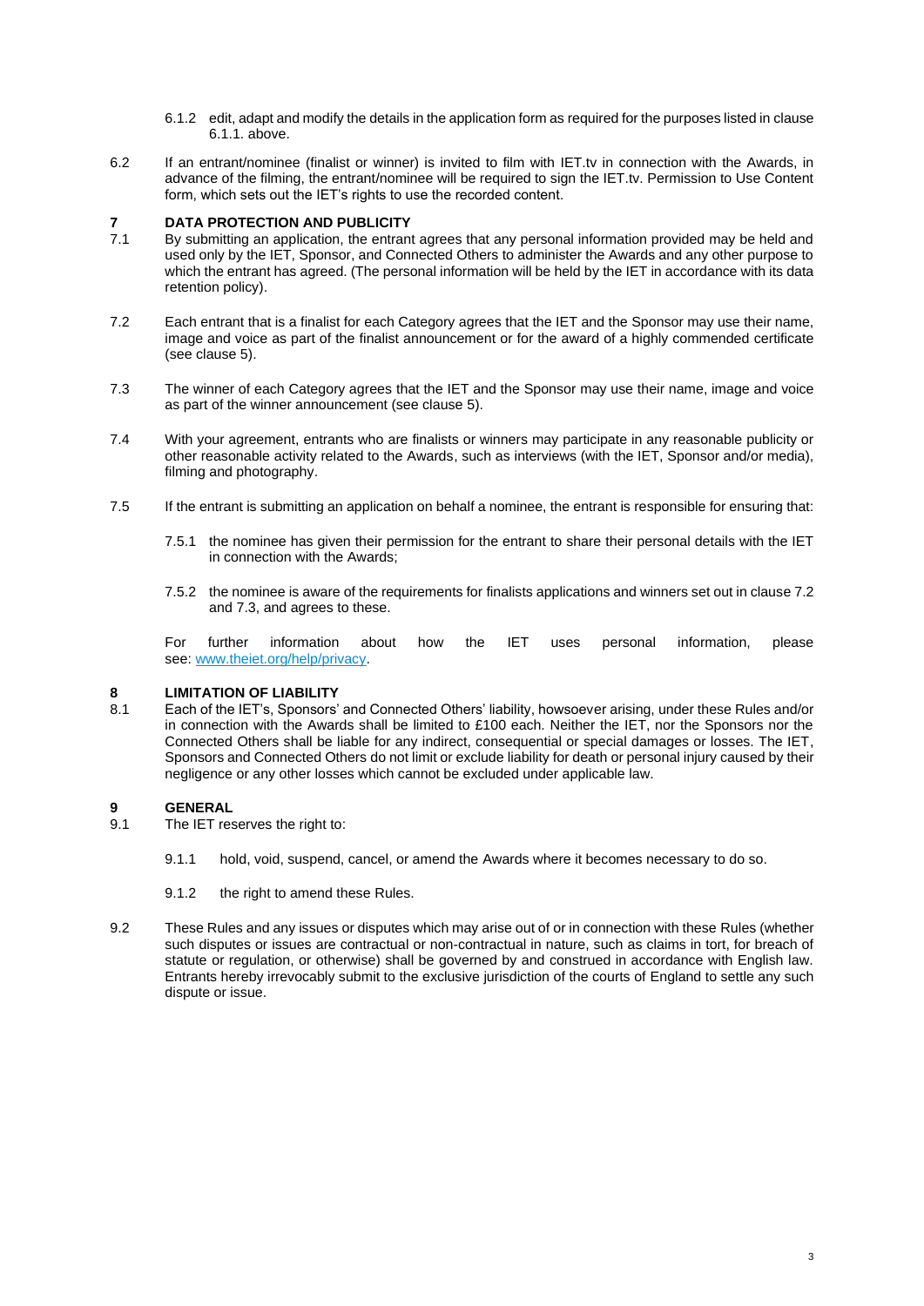6.1.2 edit, adapt and modify the details in the application form as required for the purposes listed in clause 6.1.1. above.

6.2 If an entrant/nominee (finalist or winner) is invited to film with IET.tv in connection with the Awards, in advance of the filming, the entrant/nominee will be required to sign the IET.tv. Permission to Use Content form, which sets out the IET's rights to use the recorded content.

## 7 DATA PROTECTION AND PUBLICITY

7.1 By submitting an application, the entrant agrees that any personal information provided may be held and used only by the IET, Sponsor, and Connected Others to administer the Awards and any other purpose to which the entrant has agreed. (The personal information will be held by the IET in accordance with its data retention policy).

7.2 Each entrant that is a finalist for each Category agrees that the IET and the Sponsor may use their name, image and voice as part of the finalist announcement or for the award of a highly commended certificate (see clause 5).

7.3 The winner of each Category agrees that the IET and the Sponsor may use their name, image and voice as part of the winner announcement (see clause 5).

7.4 With your agreement, entrants who are finalists or winners may participate in any reasonable publicity or other reasonable activity related to the Awards, such as interviews (with the IET, Sponsor and/or media), filming and photography.

7.5 If the entrant is submitting an application on behalf a nominee, the entrant is responsible for ensuring that:

7.5.1 the nominee has given their permission for the entrant to share their personal details with the IET in connection with the Awards;

7.5.2 the nominee is aware of the requirements for finalists applications and winners set out in clause 7.2 and 7.3, and agrees to these.

For further information about how the IET uses personal information, please see: [www.theiet.org/help/privacy](http://www.theiet.org/help/privacy).

## 8 LIMITATION OF LIABILITY

8.1 Each of the IET's, Sponsors' and Connected Others' liability, howsoever arising, under these Rules and/or in connection with the Awards shall be limited to £100 each. Neither the IET, nor the Sponsors nor the Connected Others shall be liable for any indirect, consequential or special damages or losses. The IET, Sponsors and Connected Others do not limit or exclude liability for death or personal injury caused by their negligence or any other losses which cannot be excluded under applicable law.

## 9 GENERAL

9.1 The IET reserves the right to:

9.1.1 hold, void, suspend, cancel, or amend the Awards where it becomes necessary to do so.

9.1.2 the right to amend these Rules.

9.2 These Rules and any issues or disputes which may arise out of or in connection with these Rules (whether such disputes or issues are contractual or non-contractual in nature, such as claims in tort, for breach of statute or regulation, or otherwise) shall be governed by and construed in accordance with English law. Entrants hereby irrevocably submit to the exclusive jurisdiction of the courts of England to settle any such dispute or issue.